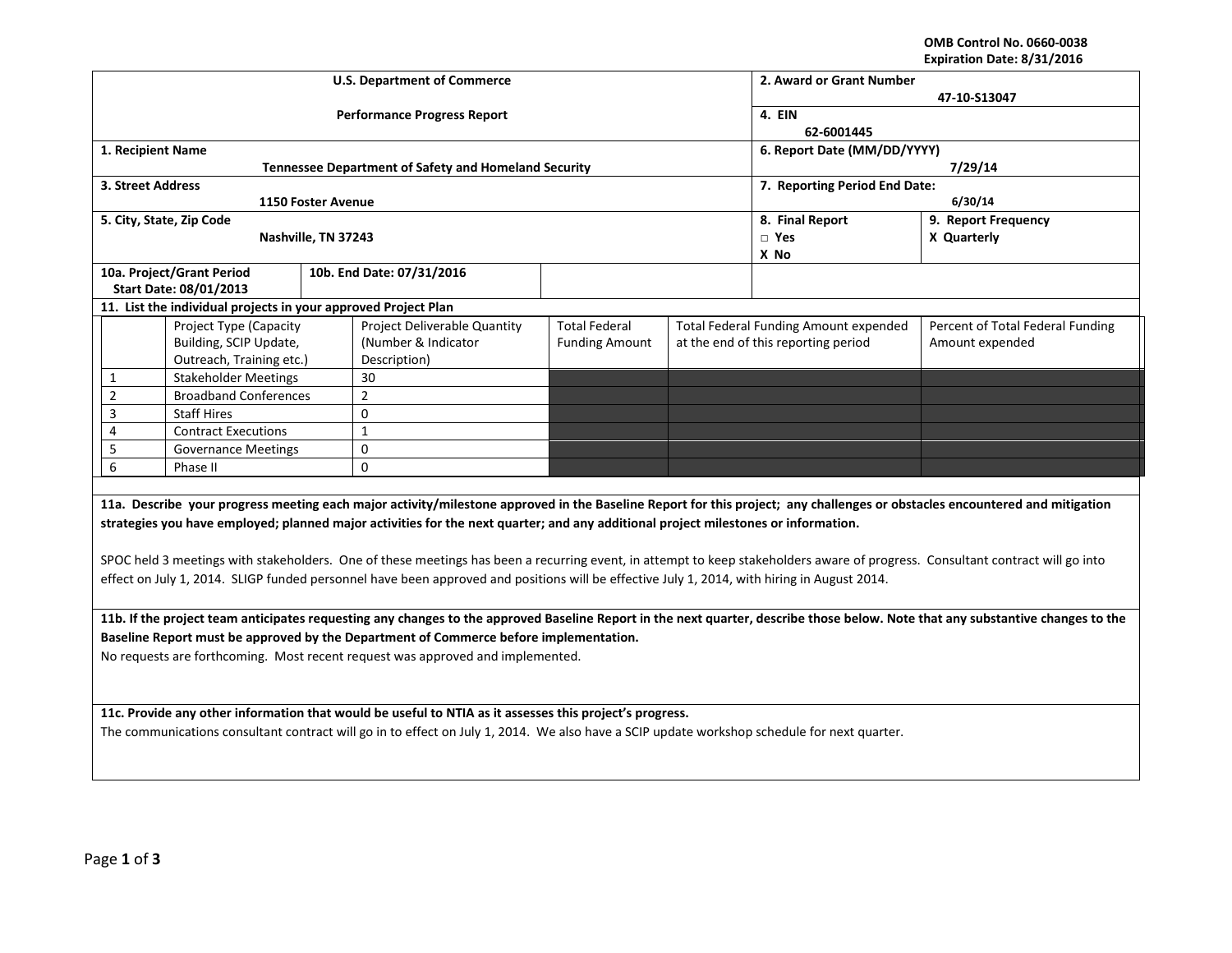OMB Control No. 0660-0038
Expiration Date: 8/31/2016

| U.S. Department of Commerce<br><br>Performance Progress Report | 2. Award or Grant Number<br>47-10-S13047 |
|---|---|
| | 4. EIN<br>62-6001445 |
| 1. Recipient Name<br>Tennessee Department of Safety and Homeland Security | 6. Report Date (MM/DD/YYYY)<br>7/29/14 |
| 3. Street Address<br>1150 Foster Avenue | 7. Reporting Period End Date:<br>6/30/14 |
| 5. City, State, Zip Code<br>Nashville, TN 37243 | 8. Final Report<br>□ Yes<br>X No<br><br>9. Report Frequency<br>X Quarterly |
| 10a. Project/Grant Period Start Date: 08/01/2013 | 10b. End Date: 07/31/2016 |

**11. List the individual projects in your approved Project Plan**

| | Project Type (Capacity Building, SCIP Update, Outreach, Training etc.) | Project Deliverable Quantity (Number & Indicator Description) | Total Federal Funding Amount | Total Federal Funding Amount expended at the end of this reporting period | Percent of Total Federal Funding Amount expended |
|---|---|---|---|---|---|
| 1 | Stakeholder Meetings | 30 | | | |
| 2 | Broadband Conferences | 2 | | | |
| 3 | Staff Hires | 0 | | | |
| 4 | Contract Executions | 1 | | | |
| 5 | Governance Meetings | 0 | | | |
| 6 | Phase II | 0 | | | |

**11a. Describe your progress meeting each major activity/milestone approved in the Baseline Report for this project; any challenges or obstacles encountered and mitigation strategies you have employed; planned major activities for the next quarter; and any additional project milestones or information.**

SPOC held 3 meetings with stakeholders. One of these meetings has been a recurring event, in attempt to keep stakeholders aware of progress. Consultant contract will go into effect on July 1, 2014. SLIGP funded personnel have been approved and positions will be effective July 1, 2014, with hiring in August 2014.

**11b. If the project team anticipates requesting any changes to the approved Baseline Report in the next quarter, describe those below. Note that any substantive changes to the Baseline Report must be approved by the Department of Commerce before implementation.**

No requests are forthcoming. Most recent request was approved and implemented.

**11c. Provide any other information that would be useful to NTIA as it assesses this project's progress.**

The communications consultant contract will go in to effect on July 1, 2014. We also have a SCIP update workshop schedule for next quarter.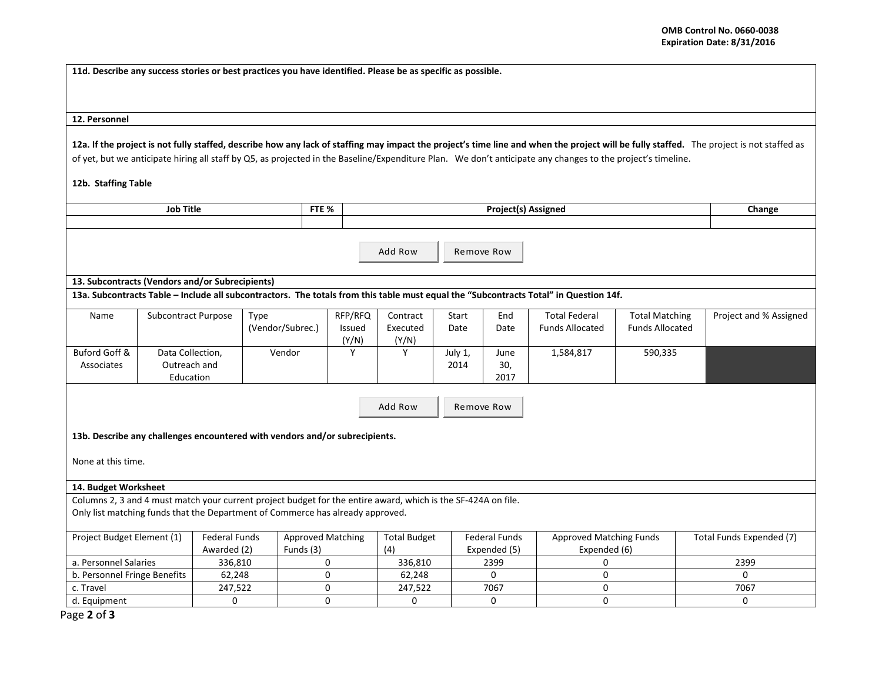**11d. Describe any success stories or best practices you have identified. Please be as specific as possible.**

**12. Personnel**

**12a. If the project is not fully staffed, describe how any lack of staffing may impact the project's time line and when the project will be fully staffed.** The project is not staffed as of yet, but we anticipate hiring all staff by Q5, as projected in the Baseline/Expenditure Plan. We don't anticipate any changes to the project's timeline.

**12b. Staffing Table**

| Job Title | FTE % | Project(s) Assigned | Change |
|---|---|---|---|
| | | | |

Add Row | Remove Row

**13. Subcontracts (Vendors and/or Subrecipients)**

**13a. Subcontracts Table – Include all subcontractors. The totals from this table must equal the "Subcontracts Total" in Question 14f.**

| Name | Subcontract Purpose | Type (Vendor/Subrec.) | RFP/RFQ Issued (Y/N) | Contract Executed (Y/N) | Start Date | End Date | Total Federal Funds Allocated | Total Matching Funds Allocated | Project and % Assigned |
|---|---|---|---|---|---|---|---|---|---|
| Buford Goff & Associates | Data Collection, Outreach and Education | Vendor | Y | Y | July 1, 2014 | June 30, 2017 | 1,584,817 | 590,335 | |

Add Row | Remove Row

**13b. Describe any challenges encountered with vendors and/or subrecipients.**

None at this time.

**14. Budget Worksheet**

Columns 2, 3 and 4 must match your current project budget for the entire award, which is the SF-424A on file.
Only list matching funds that the Department of Commerce has already approved.

| Project Budget Element (1) | Federal Funds Awarded (2) | Approved Matching Funds (3) | Total Budget (4) | Federal Funds Expended (5) | Approved Matching Funds Expended (6) | Total Funds Expended (7) |
|---|---|---|---|---|---|---|
| a. Personnel Salaries | 336,810 | 0 | 336,810 | 2399 | 0 | 2399 |
| b. Personnel Fringe Benefits | 62,248 | 0 | 62,248 | 0 | 0 | 0 |
| c. Travel | 247,522 | 0 | 247,522 | 7067 | 0 | 7067 |
| d. Equipment | 0 | 0 | 0 | 0 | 0 | 0 |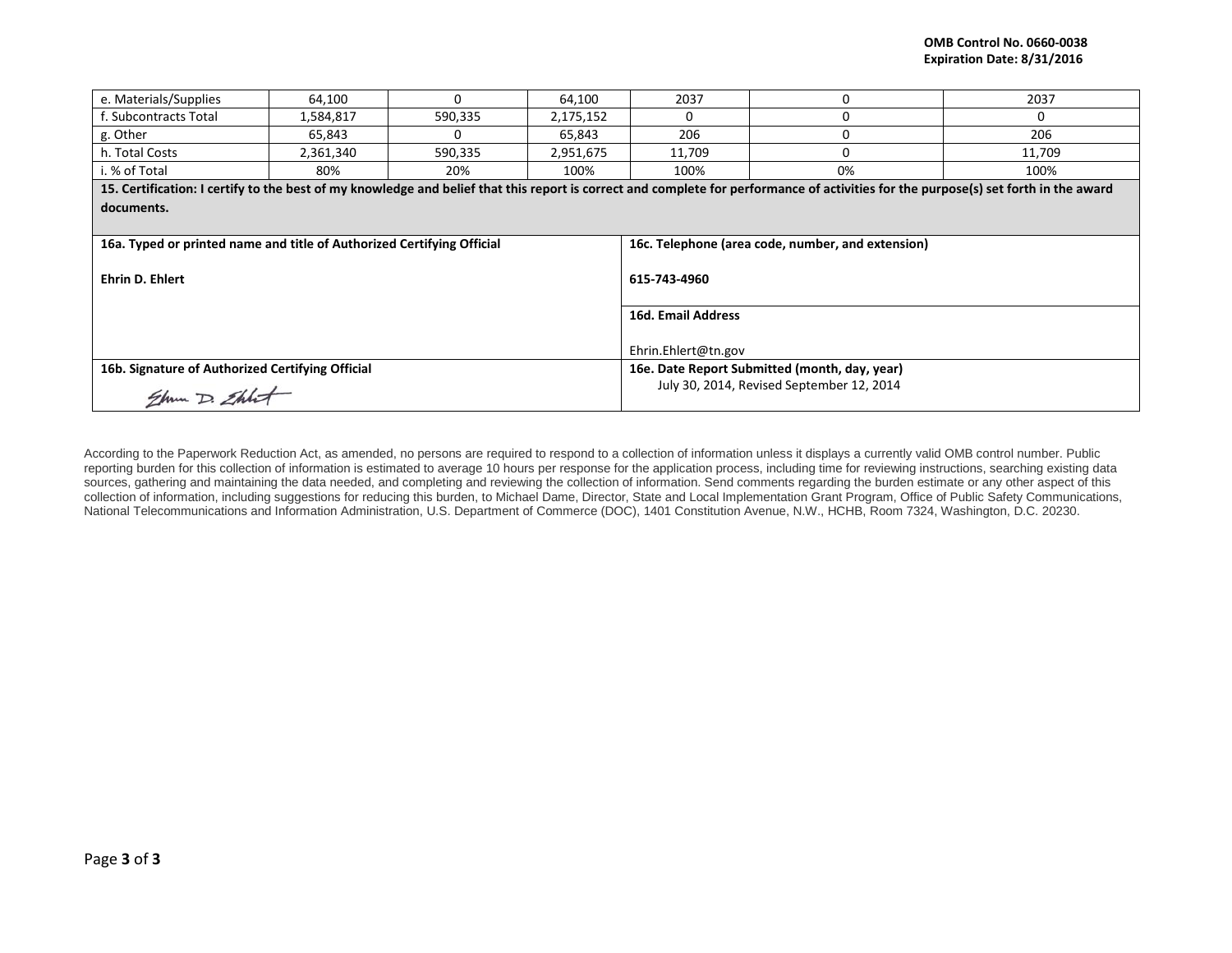**OMB Control No. 0660-0038**
**Expiration Date: 8/31/2016**

| | | | | | | |
|---|---|---|---|---|---|---|
| e. Materials/Supplies | 64,100 | 0 | 64,100 | 2037 | 0 | 2037 |
| f. Subcontracts Total | 1,584,817 | 590,335 | 2,175,152 | 0 | 0 | 0 |
| g. Other | 65,843 | 0 | 65,843 | 206 | 0 | 206 |
| h. Total Costs | 2,361,340 | 590,335 | 2,951,675 | 11,709 | 0 | 11,709 |
| i. % of Total | 80% | 20% | 100% | 100% | 0% | 100% |

**15. Certification: I certify to the best of my knowledge and belief that this report is correct and complete for performance of activities for the purpose(s) set forth in the award documents.**

| | |
|---|---|
| **16a. Typed or printed name and title of Authorized Certifying Official**<br><br>**Ehrin D. Ehlert** | **16c. Telephone (area code, number, and extension)**<br><br>**615-743-4960** |
| | **16d. Email Address**<br><br>Ehrin.Ehlert@tn.gov |
| **16b. Signature of Authorized Certifying Official**<br><br>Ehrin D. Ehlert | **16e. Date Report Submitted (month, day, year)**<br>July 30, 2014, Revised September 12, 2014 |

According to the Paperwork Reduction Act, as amended, no persons are required to respond to a collection of information unless it displays a currently valid OMB control number. Public reporting burden for this collection of information is estimated to average 10 hours per response for the application process, including time for reviewing instructions, searching existing data sources, gathering and maintaining the data needed, and completing and reviewing the collection of information. Send comments regarding the burden estimate or any other aspect of this collection of information, including suggestions for reducing this burden, to Michael Dame, Director, State and Local Implementation Grant Program, Office of Public Safety Communications, National Telecommunications and Information Administration, U.S. Department of Commerce (DOC), 1401 Constitution Avenue, N.W., HCHB, Room 7324, Washington, D.C. 20230.